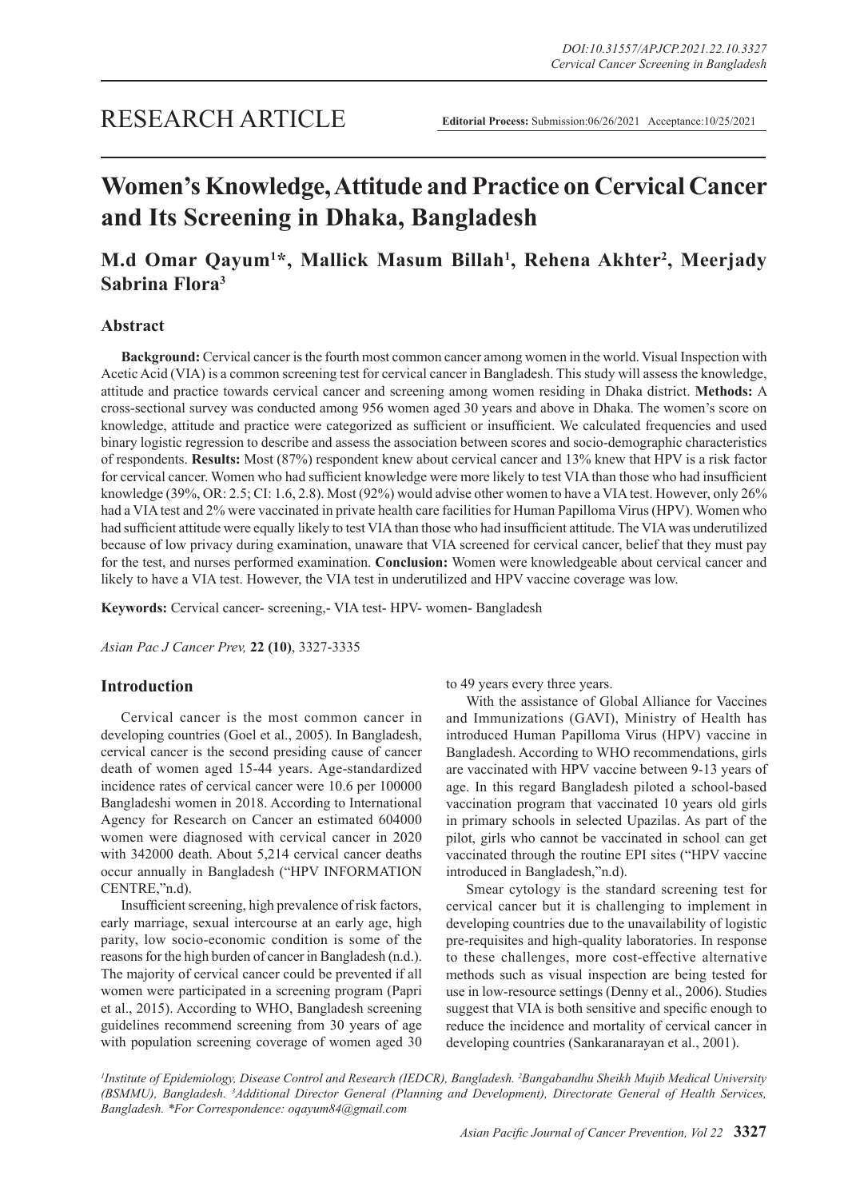RESEARCH ARTICLE

**Editorial Process:** Submission:06/26/2021 Acceptance:10/25/2021

# Women's Knowledge, Attitude and Practice on Cervical Cancer and Its Screening in Dhaka, Bangladesh

**M.d Omar Qayum[1]*, Mallick Masum Billah[1], Rehena Akhter[2], Meerjady Sabrina Flora[3]**

## Abstract

**Background:** Cervical cancer is the fourth most common cancer among women in the world. Visual Inspection with Acetic Acid (VIA) is a common screening test for cervical cancer in Bangladesh. This study will assess the knowledge, attitude and practice towards cervical cancer and screening among women residing in Dhaka district. **Methods:** A cross-sectional survey was conducted among 956 women aged 30 years and above in Dhaka. The women's score on knowledge, attitude and practice were categorized as sufficient or insufficient. We calculated frequencies and used binary logistic regression to describe and assess the association between scores and socio-demographic characteristics of respondents. **Results:** Most (87%) respondent knew about cervical cancer and 13% knew that HPV is a risk factor for cervical cancer. Women who had sufficient knowledge were more likely to test VIA than those who had insufficient knowledge (39%, OR: 2.5; CI: 1.6, 2.8). Most (92%) would advise other women to have a VIA test. However, only 26% had a VIA test and 2% were vaccinated in private health care facilities for Human Papilloma Virus (HPV). Women who had sufficient attitude were equally likely to test VIA than those who had insufficient attitude. The VIA was underutilized because of low privacy during examination, unaware that VIA screened for cervical cancer, belief that they must pay for the test, and nurses performed examination. **Conclusion:** Women were knowledgeable about cervical cancer and likely to have a VIA test. However, the VIA test in underutilized and HPV vaccine coverage was low.

**Keywords:** Cervical cancer- screening,- VIA test- HPV- women- Bangladesh

*Asian Pac J Cancer Prev,* **22 (10)**, 3327-3335

## Introduction

Cervical cancer is the most common cancer in developing countries (Goel et al., 2005). In Bangladesh, cervical cancer is the second presiding cause of cancer death of women aged 15-44 years. Age-standardized incidence rates of cervical cancer were 10.6 per 100000 Bangladeshi women in 2018. According to International Agency for Research on Cancer an estimated 604000 women were diagnosed with cervical cancer in 2020 with 342000 death. About 5,214 cervical cancer deaths occur annually in Bangladesh ("HPV INFORMATION CENTRE,"n.d).

Insufficient screening, high prevalence of risk factors, early marriage, sexual intercourse at an early age, high parity, low socio-economic condition is some of the reasons for the high burden of cancer in Bangladesh (n.d.). The majority of cervical cancer could be prevented if all women were participated in a screening program (Papri et al., 2015). According to WHO, Bangladesh screening guidelines recommend screening from 30 years of age with population screening coverage of women aged 30 to 49 years every three years.

With the assistance of Global Alliance for Vaccines and Immunizations (GAVI), Ministry of Health has introduced Human Papilloma Virus (HPV) vaccine in Bangladesh. According to WHO recommendations, girls are vaccinated with HPV vaccine between 9-13 years of age. In this regard Bangladesh piloted a school-based vaccination program that vaccinated 10 years old girls in primary schools in selected Upazilas. As part of the pilot, girls who cannot be vaccinated in school can get vaccinated through the routine EPI sites ("HPV vaccine introduced in Bangladesh,"n.d).

Smear cytology is the standard screening test for cervical cancer but it is challenging to implement in developing countries due to the unavailability of logistic pre-requisites and high-quality laboratories. In response to these challenges, more cost-effective alternative methods such as visual inspection are being tested for use in low-resource settings (Denny et al., 2006). Studies suggest that VIA is both sensitive and specific enough to reduce the incidence and mortality of cervical cancer in developing countries (Sankaranarayan et al., 2001).

[1]Institute of Epidemiology, Disease Control and Research (IEDCR), Bangladesh. [2]Bangabandhu Sheikh Mujib Medical University (BSMMU), Bangladesh. [3]Additional Director General (Planning and Development), Directorate General of Health Services, Bangladesh. *For Correspondence: oqayum84@gmail.com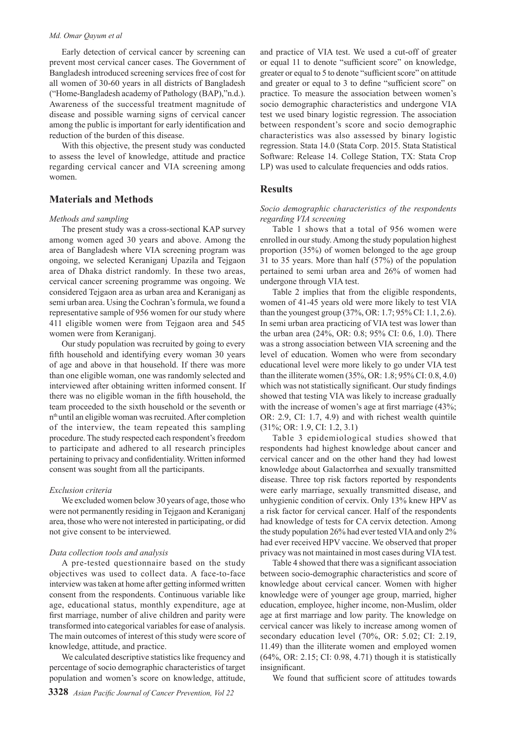Early detection of cervical cancer by screening can prevent most cervical cancer cases. The Government of Bangladesh introduced screening services free of cost for all women of 30-60 years in all districts of Bangladesh ("Home-Bangladesh academy of Pathology (BAP),"n.d.). Awareness of the successful treatment magnitude of disease and possible warning signs of cervical cancer among the public is important for early identification and reduction of the burden of this disease.

With this objective, the present study was conducted to assess the level of knowledge, attitude and practice regarding cervical cancer and VIA screening among women.

## Materials and Methods

### *Methods and sampling*

The present study was a cross-sectional KAP survey among women aged 30 years and above. Among the area of Bangladesh where VIA screening program was ongoing, we selected Keraniganj Upazila and Tejgaon area of Dhaka district randomly. In these two areas, cervical cancer screening programme was ongoing. We considered Tejgaon area as urban area and Keraniganj as semi urban area. Using the Cochran's formula, we found a representative sample of 956 women for our study where 411 eligible women were from Tejgaon area and 545 women were from Keraniganj.

Our study population was recruited by going to every fifth household and identifying every woman 30 years of age and above in that household. If there was more than one eligible woman, one was randomly selected and interviewed after obtaining written informed consent. If there was no eligible woman in the fifth household, the team proceeded to the sixth household or the seventh or $n^{th}$ until an eligible woman was recruited. After completion of the interview, the team repeated this sampling procedure. The study respected each respondent's freedom to participate and adhered to all research principles pertaining to privacy and confidentiality. Written informed consent was sought from all the participants.

### *Exclusion criteria*

We excluded women below 30 years of age, those who were not permanently residing in Tejgaon and Keraniganj area, those who were not interested in participating, or did not give consent to be interviewed.

### *Data collection tools and analysis*

A pre-tested questionnaire based on the study objectives was used to collect data. A face-to-face interview was taken at home after getting informed written consent from the respondents. Continuous variable like age, educational status, monthly expenditure, age at first marriage, number of alive children and parity were transformed into categorical variables for ease of analysis. The main outcomes of interest of this study were score of knowledge, attitude, and practice.

We calculated descriptive statistics like frequency and percentage of socio demographic characteristics of target population and women's score on knowledge, attitude, and practice of VIA test. We used a cut-off of greater or equal 11 to denote "sufficient score" on knowledge, greater or equal to 5 to denote "sufficient score" on attitude and greater or equal to 3 to define "sufficient score" on practice. To measure the association between women's socio demographic characteristics and undergone VIA test we used binary logistic regression. The association between respondent's score and socio demographic characteristics was also assessed by binary logistic regression. Stata 14.0 (Stata Corp. 2015. Stata Statistical Software: Release 14. College Station, TX: Stata Crop LP) was used to calculate frequencies and odds ratios.

## Results

### *Socio demographic characteristics of the respondents regarding VIA screening*

Table 1 shows that a total of 956 women were enrolled in our study. Among the study population highest proportion (35%) of women belonged to the age group 31 to 35 years. More than half (57%) of the population pertained to semi urban area and 26% of women had undergone through VIA test.

Table 2 implies that from the eligible respondents, women of 41-45 years old were more likely to test VIA than the youngest group (37%, OR: 1.7; 95% CI: 1.1, 2.6). In semi urban area practicing of VIA test was lower than the urban area (24%, OR: 0.8; 95% CI: 0.6, 1.0). There was a strong association between VIA screening and the level of education. Women who were from secondary educational level were more likely to go under VIA test than the illiterate women (35%, OR: 1.8; 95% CI: 0.8, 4.0) which was not statistically significant. Our study findings showed that testing VIA was likely to increase gradually with the increase of women's age at first marriage (43%; OR: 2.9, CI: 1.7, 4.9) and with richest wealth quintile (31%; OR: 1.9, CI: 1.2, 3.1)

Table 3 epidemiological studies showed that respondents had highest knowledge about cancer and cervical cancer and on the other hand they had lowest knowledge about Galactorrhea and sexually transmitted disease. Three top risk factors reported by respondents were early marriage, sexually transmitted disease, and unhygienic condition of cervix. Only 13% knew HPV as a risk factor for cervical cancer. Half of the respondents had knowledge of tests for CA cervix detection. Among the study population 26% had ever tested VIA and only 2% had ever received HPV vaccine. We observed that proper privacy was not maintained in most cases during VIA test.

Table 4 showed that there was a significant association between socio-demographic characteristics and score of knowledge about cervical cancer. Women with higher knowledge were of younger age group, married, higher education, employee, higher income, non-Muslim, older age at first marriage and low parity. The knowledge on cervical cancer was likely to increase among women of secondary education level (70%, OR: 5.02; CI: 2.19, 11.49) than the illiterate women and employed women (64%, OR: 2.15; CI: 0.98, 4.71) though it is statistically insignificant.

We found that sufficient score of attitudes towards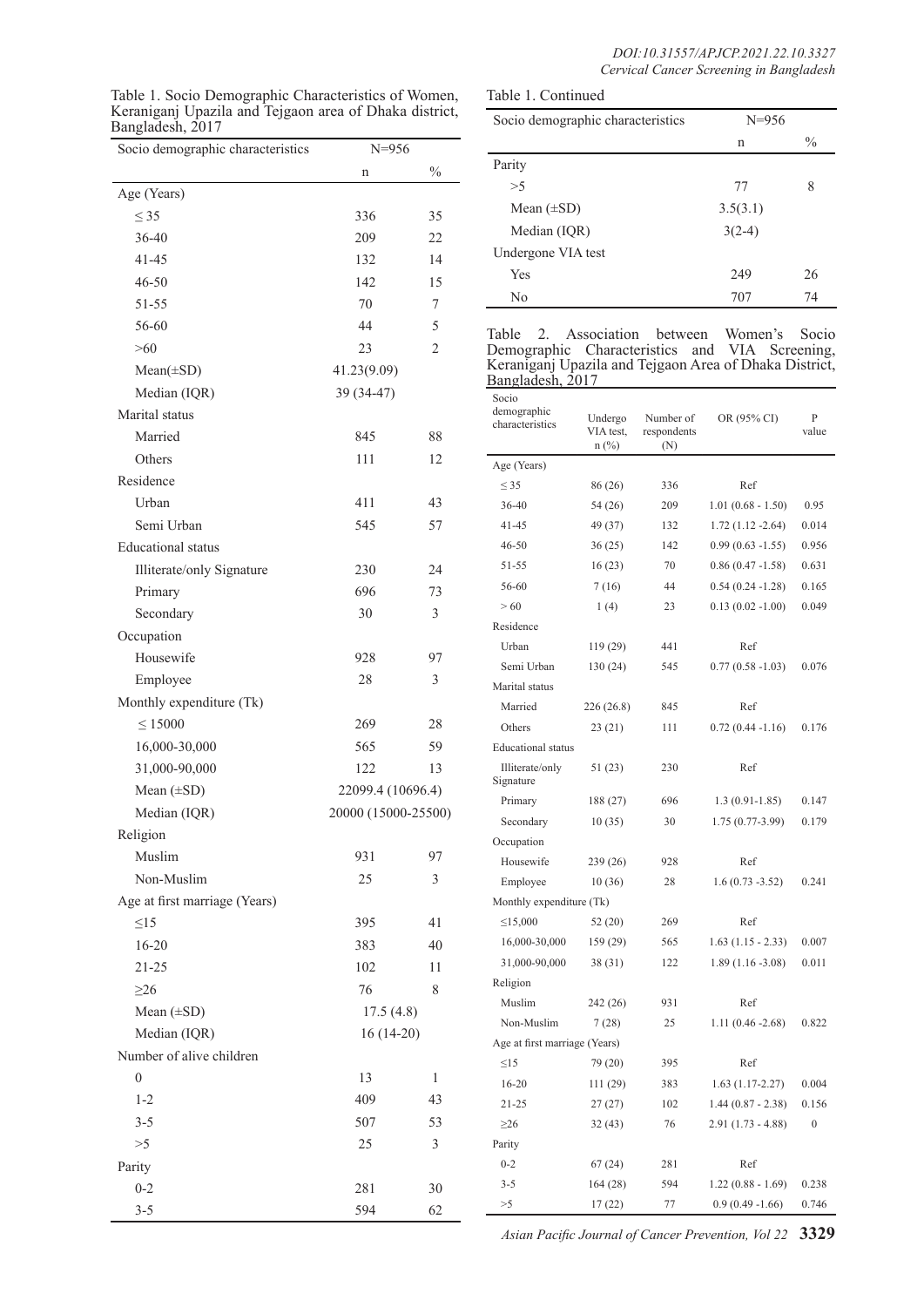Table 1. Socio Demographic Characteristics of Women, Keraniganj Upazila and Tejgaon area of Dhaka district, Bangladesh, 2017

| Socio demographic characteristics | N=956 | |
|---|---|---|
| | n | % |
| Age (Years) | | |
| ≤ 35 | 336 | 35 |
| 36-40 | 209 | 22 |
| 41-45 | 132 | 14 |
| 46-50 | 142 | 15 |
| 51-55 | 70 | 7 |
| 56-60 | 44 | 5 |
| >60 | 23 | 2 |
| Mean(±SD) | 41.23(9.09) | |
| Median (IQR) | 39 (34-47) | |
| Marital status | | |
| Married | 845 | 88 |
| Others | 111 | 12 |
| Residence | | |
| Urban | 411 | 43 |
| Semi Urban | 545 | 57 |
| Educational status | | |
| Illiterate/only Signature | 230 | 24 |
| Primary | 696 | 73 |
| Secondary | 30 | 3 |
| Occupation | | |
| Housewife | 928 | 97 |
| Employee | 28 | 3 |
| Monthly expenditure (Tk) | | |
| ≤ 15000 | 269 | 28 |
| 16,000-30,000 | 565 | 59 |
| 31,000-90,000 | 122 | 13 |
| Mean (±SD) | 22099.4 (10696.4) | |
| Median (IQR) | 20000 (15000-25500) | |
| Religion | | |
| Muslim | 931 | 97 |
| Non-Muslim | 25 | 3 |
| Age at first marriage (Years) | | |
| ≤15 | 395 | 41 |
| 16-20 | 383 | 40 |
| 21-25 | 102 | 11 |
| ≥26 | 76 | 8 |
| Mean (±SD) | 17.5 (4.8) | |
| Median (IQR) | 16 (14-20) | |
| Number of alive children | | |
| 0 | 13 | 1 |
| 1-2 | 409 | 43 |
| 3-5 | 507 | 53 |
| >5 | 25 | 3 |
| Parity | | |
| 0-2 | 281 | 30 |
| 3-5 | 594 | 62 |
| >5 | 77 | 8 |
| Mean (±SD) | 3.5(3.1) | |
| Median (IQR) | 3(2-4) | |
| Undergone VIA test | | |
| Yes | 249 | 26 |
| No | 707 | 74 |

Table 2. Association between Women's Socio Demographic Characteristics and VIA Screening, Keraniganj Upazila and Tejgaon Area of Dhaka District, Bangladesh, 2017

| Socio demographic characteristics | Undergo VIA test, n (%) | Number of respondents (N) | OR (95% CI) | P value |
|---|---|---|---|---|
| Age (Years) | | | | |
| ≤ 35 | 86 (26) | 336 | Ref | |
| 36-40 | 54 (26) | 209 | 1.01 (0.68 - 1.50) | 0.95 |
| 41-45 | 49 (37) | 132 | 1.72 (1.12 -2.64) | 0.014 |
| 46-50 | 36 (25) | 142 | 0.99 (0.63 -1.55) | 0.956 |
| 51-55 | 16 (23) | 70 | 0.86 (0.47 -1.58) | 0.631 |
| 56-60 | 7 (16) | 44 | 0.54 (0.24 -1.28) | 0.165 |
| > 60 | 1 (4) | 23 | 0.13 (0.02 -1.00) | 0.049 |
| Residence | | | | |
| Urban | 119 (29) | 441 | Ref | |
| Semi Urban | 130 (24) | 545 | 0.77 (0.58 -1.03) | 0.076 |
| Marital status | | | | |
| Married | 226 (26.8) | 845 | Ref | |
| Others | 23 (21) | 111 | 0.72 (0.44 -1.16) | 0.176 |
| Educational status | | | | |
| Illiterate/only Signature | 51 (23) | 230 | Ref | |
| Primary | 188 (27) | 696 | 1.3 (0.91-1.85) | 0.147 |
| Secondary | 10 (35) | 30 | 1.75 (0.77-3.99) | 0.179 |
| Occupation | | | | |
| Housewife | 239 (26) | 928 | Ref | |
| Employee | 10 (36) | 28 | 1.6 (0.73 -3.52) | 0.241 |
| Monthly expenditure (Tk) | | | | |
| ≤15,000 | 52 (20) | 269 | Ref | |
| 16,000-30,000 | 159 (29) | 565 | 1.63 (1.15 - 2.33) | 0.007 |
| 31,000-90,000 | 38 (31) | 122 | 1.89 (1.16 -3.08) | 0.011 |
| Religion | | | | |
| Muslim | 242 (26) | 931 | Ref | |
| Non-Muslim | 7 (28) | 25 | 1.11 (0.46 -2.68) | 0.822 |
| Age at first marriage (Years) | | | | |
| ≤15 | 79 (20) | 395 | Ref | |
| 16-20 | 111 (29) | 383 | 1.63 (1.17-2.27) | 0.004 |
| 21-25 | 27 (27) | 102 | 1.44 (0.87 - 2.38) | 0.156 |
| ≥26 | 32 (43) | 76 | 2.91 (1.73 - 4.88) | 0 |
| Parity | | | | |
| 0-2 | 67 (24) | 281 | Ref | |
| 3-5 | 164 (28) | 594 | 1.22 (0.88 - 1.69) | 0.238 |
| >5 | 17 (22) | 77 | 0.9 (0.49 -1.66) | 0.746 |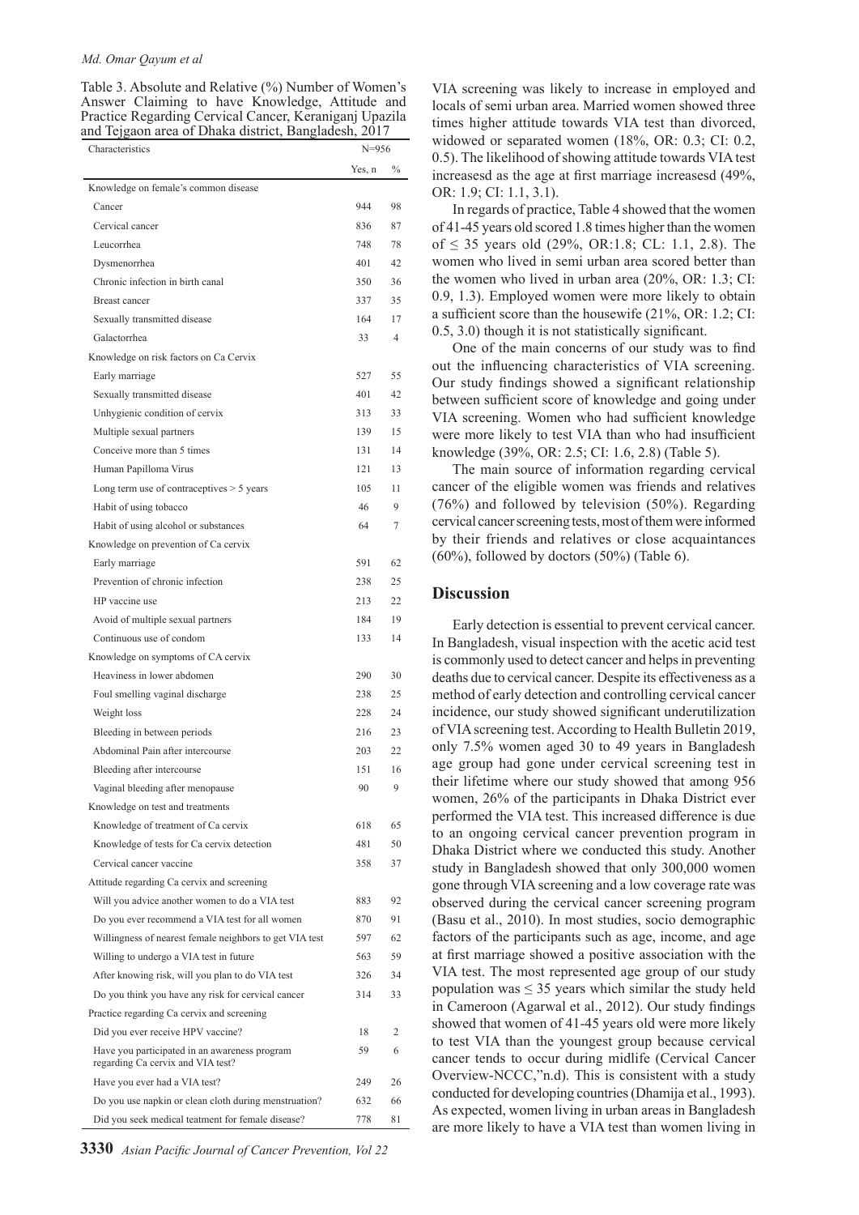Table 3. Absolute and Relative (%) Number of Women's Answer Claiming to have Knowledge, Attitude and Practice Regarding Cervical Cancer, Keraniganj Upazila and Tejgaon area of Dhaka district, Bangladesh, 2017

| Characteristics | N=956 | |
|---|---|---|
| | Yes, n | % |
| Knowledge on female's common disease | | |
| Cancer | 944 | 98 |
| Cervical cancer | 836 | 87 |
| Leucorrhea | 748 | 78 |
| Dysmenorrhea | 401 | 42 |
| Chronic infection in birth canal | 350 | 36 |
| Breast cancer | 337 | 35 |
| Sexually transmitted disease | 164 | 17 |
| Galactorrhea | 33 | 4 |
| Knowledge on risk factors on Ca Cervix | | |
| Early marriage | 527 | 55 |
| Sexually transmitted disease | 401 | 42 |
| Unhygienic condition of cervix | 313 | 33 |
| Multiple sexual partners | 139 | 15 |
| Conceive more than 5 times | 131 | 14 |
| Human Papilloma Virus | 121 | 13 |
| Long term use of contraceptives > 5 years | 105 | 11 |
| Habit of using tobacco | 46 | 9 |
| Habit of using alcohol or substances | 64 | 7 |
| Knowledge on prevention of Ca cervix | | |
| Early marriage | 591 | 62 |
| Prevention of chronic infection | 238 | 25 |
| HP vaccine use | 213 | 22 |
| Avoid of multiple sexual partners | 184 | 19 |
| Continuous use of condom | 133 | 14 |
| Knowledge on symptoms of CA cervix | | |
| Heaviness in lower abdomen | 290 | 30 |
| Foul smelling vaginal discharge | 238 | 25 |
| Weight loss | 228 | 24 |
| Bleeding in between periods | 216 | 23 |
| Abdominal Pain after intercourse | 203 | 22 |
| Bleeding after intercourse | 151 | 16 |
| Vaginal bleeding after menopause | 90 | 9 |
| Knowledge on test and treatments | | |
| Knowledge of treatment of Ca cervix | 618 | 65 |
| Knowledge of tests for Ca cervix detection | 481 | 50 |
| Cervical cancer vaccine | 358 | 37 |
| Attitude regarding Ca cervix and screening | | |
| Will you advice another women to do a VIA test | 883 | 92 |
| Do you ever recommend a VIA test for all women | 870 | 91 |
| Willingness of nearest female neighbors to get VIA test | 597 | 62 |
| Willing to undergo a VIA test in future | 563 | 59 |
| After knowing risk, will you plan to do VIA test | 326 | 34 |
| Do you think you have any risk for cervical cancer | 314 | 33 |
| Practice regarding Ca cervix and screening | | |
| Did you ever receive HPV vaccine? | 18 | 2 |
| Have you participated in an awareness program regarding Ca cervix and VIA test? | 59 | 6 |
| Have you ever had a VIA test? | 249 | 26 |
| Do you use napkin or clean cloth during menstruation? | 632 | 66 |
| Did you seek medical teatment for female disease? | 778 | 81 |

VIA screening was likely to increase in employed and locals of semi urban area. Married women showed three times higher attitude towards VIA test than divorced, widowed or separated women (18%, OR: 0.3; CI: 0.2, 0.5). The likelihood of showing attitude towards VIA test increasesd as the age at first marriage increasesd (49%, OR: 1.9; CI: 1.1, 3.1).

In regards of practice, Table 4 showed that the women of 41-45 years old scored 1.8 times higher than the women of ≤ 35 years old (29%, OR:1.8; CL: 1.1, 2.8). The women who lived in semi urban area scored better than the women who lived in urban area (20%, OR: 1.3; CI: 0.9, 1.3). Employed women were more likely to obtain a sufficient score than the housewife (21%, OR: 1.2; CI: 0.5, 3.0) though it is not statistically significant.

One of the main concerns of our study was to find out the influencing characteristics of VIA screening. Our study findings showed a significant relationship between sufficient score of knowledge and going under VIA screening. Women who had sufficient knowledge were more likely to test VIA than who had insufficient knowledge (39%, OR: 2.5; CI: 1.6, 2.8) (Table 5).

The main source of information regarding cervical cancer of the eligible women was friends and relatives (76%) and followed by television (53%). Regarding cervical cancer screening tests, most of them were informed by their friends and relatives or close acquaintances (60%), followed by doctors (50%) (Table 6).

## Discussion

Early detection is essential to prevent cervical cancer. In Bangladesh, visual inspection with the acetic acid test is commonly used to detect cancer and helps in preventing deaths due to cervical cancer. Despite its effectiveness as a method of early detection and controlling cervical cancer incidence, our study showed significant underutilization of VIA screening test. According to Health Bulletin 2019, only 7.5% women aged 30 to 49 years in Bangladesh age group had gone under cervical screening test in their lifetime where our study showed that among 956 women, 26% of the participants in Dhaka District ever performed the VIA test. This increased difference is due to an ongoing cervical cancer prevention program in Dhaka District where we conducted this study. Another study in Bangladesh showed that only 300,000 women gone through VIA screening and a low coverage rate was observed during the cervical cancer screening program (Basu et al., 2010). In most studies, socio demographic factors of the participants such as age, income, and age at first marriage showed a positive association with the VIA test. The most represented age group of our study population was ≤ 35 years which similar the study held in Cameroon (Agarwal et al., 2012). Our study findings showed that women of 41-45 years old were more likely to test VIA than the youngest group because cervical cancer tends to occur during midlife (Cervical Cancer Overview-NCCC,"n.d). This is consistent with a study conducted for developing countries (Dhamija et al., 1993). As expected, women living in urban areas in Bangladesh are more likely to have a VIA test than women living in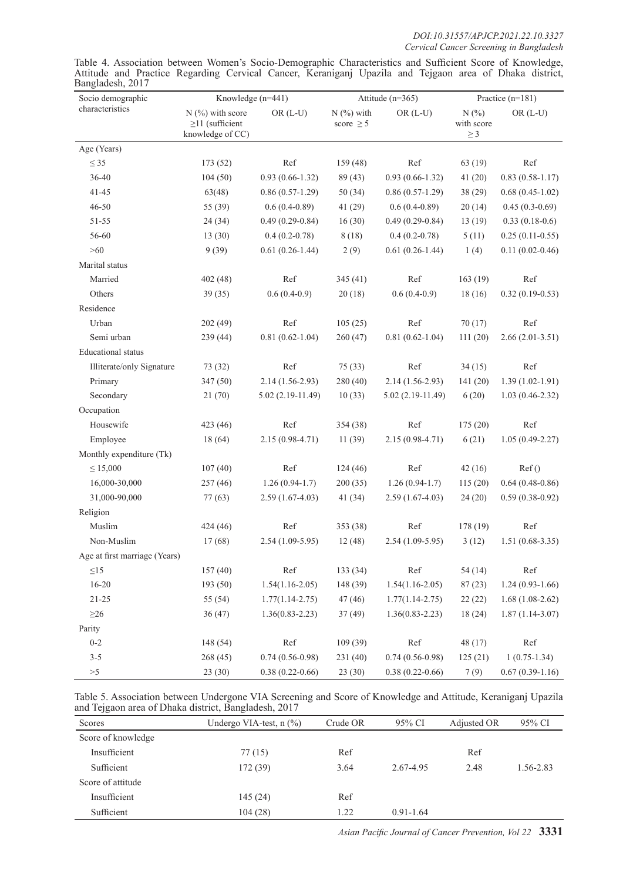Table 4. Association between Women's Socio-Demographic Characteristics and Sufficient Score of Knowledge, Attitude and Practice Regarding Cervical Cancer, Keraniganj Upazila and Tejgaon area of Dhaka district, Bangladesh, 2017

| Socio demographic characteristics | Knowledge (n=441) | | Attitude (n=365) | | Practice (n=181) | |
|---|---|---|---|---|---|---|
| | N (%) with score ≥11 (sufficient knowledge of CC) | OR (L-U) | N (%) with score ≥ 5 | OR (L-U) | N (%) with score ≥ 3 | OR (L-U) |
| Age (Years) | | | | | | |
| ≤ 35 | 173 (52) | Ref | 159 (48) | Ref | 63 (19) | Ref |
| 36-40 | 104 (50) | 0.93 (0.66-1.32) | 89 (43) | 0.93 (0.66-1.32) | 41 (20) | 0.83 (0.58-1.17) |
| 41-45 | 63(48) | 0.86 (0.57-1.29) | 50 (34) | 0.86 (0.57-1.29) | 38 (29) | 0.68 (0.45-1.02) |
| 46-50 | 55 (39) | 0.6 (0.4-0.89) | 41 (29) | 0.6 (0.4-0.89) | 20 (14) | 0.45 (0.3-0.69) |
| 51-55 | 24 (34) | 0.49 (0.29-0.84) | 16 (30) | 0.49 (0.29-0.84) | 13 (19) | 0.33 (0.18-0.6) |
| 56-60 | 13 (30) | 0.4 (0.2-0.78) | 8 (18) | 0.4 (0.2-0.78) | 5 (11) | 0.25 (0.11-0.55) |
| >60 | 9 (39) | 0.61 (0.26-1.44) | 2 (9) | 0.61 (0.26-1.44) | 1 (4) | 0.11 (0.02-0.46) |
| Marital status | | | | | | |
| Married | 402 (48) | Ref | 345 (41) | Ref | 163 (19) | Ref |
| Others | 39 (35) | 0.6 (0.4-0.9) | 20 (18) | 0.6 (0.4-0.9) | 18 (16) | 0.32 (0.19-0.53) |
| Residence | | | | | | |
| Urban | 202 (49) | Ref | 105 (25) | Ref | 70 (17) | Ref |
| Semi urban | 239 (44) | 0.81 (0.62-1.04) | 260 (47) | 0.81 (0.62-1.04) | 111 (20) | 2.66 (2.01-3.51) |
| Educational status | | | | | | |
| Illiterate/only Signature | 73 (32) | Ref | 75 (33) | Ref | 34 (15) | Ref |
| Primary | 347 (50) | 2.14 (1.56-2.93) | 280 (40) | 2.14 (1.56-2.93) | 141 (20) | 1.39 (1.02-1.91) |
| Secondary | 21 (70) | 5.02 (2.19-11.49) | 10 (33) | 5.02 (2.19-11.49) | 6 (20) | 1.03 (0.46-2.32) |
| Occupation | | | | | | |
| Housewife | 423 (46) | Ref | 354 (38) | Ref | 175 (20) | Ref |
| Employee | 18 (64) | 2.15 (0.98-4.71) | 11 (39) | 2.15 (0.98-4.71) | 6 (21) | 1.05 (0.49-2.27) |
| Monthly expenditure (Tk) | | | | | | |
| ≤ 15,000 | 107 (40) | Ref | 124 (46) | Ref | 42 (16) | Ref () |
| 16,000-30,000 | 257 (46) | 1.26 (0.94-1.7) | 200 (35) | 1.26 (0.94-1.7) | 115 (20) | 0.64 (0.48-0.86) |
| 31,000-90,000 | 77 (63) | 2.59 (1.67-4.03) | 41 (34) | 2.59 (1.67-4.03) | 24 (20) | 0.59 (0.38-0.92) |
| Religion | | | | | | |
| Muslim | 424 (46) | Ref | 353 (38) | Ref | 178 (19) | Ref |
| Non-Muslim | 17 (68) | 2.54 (1.09-5.95) | 12 (48) | 2.54 (1.09-5.95) | 3 (12) | 1.51 (0.68-3.35) |
| Age at first marriage (Years) | | | | | | |
| ≤15 | 157 (40) | Ref | 133 (34) | Ref | 54 (14) | Ref |
| 16-20 | 193 (50) | 1.54(1.16-2.05) | 148 (39) | 1.54(1.16-2.05) | 87 (23) | 1.24 (0.93-1.66) |
| 21-25 | 55 (54) | 1.77(1.14-2.75) | 47 (46) | 1.77(1.14-2.75) | 22 (22) | 1.68 (1.08-2.62) |
| ≥26 | 36 (47) | 1.36(0.83-2.23) | 37 (49) | 1.36(0.83-2.23) | 18 (24) | 1.87 (1.14-3.07) |
| Parity | | | | | | |
| 0-2 | 148 (54) | Ref | 109 (39) | Ref | 48 (17) | Ref |
| 3-5 | 268 (45) | 0.74 (0.56-0.98) | 231 (40) | 0.74 (0.56-0.98) | 125 (21) | 1 (0.75-1.34) |
| >5 | 23 (30) | 0.38 (0.22-0.66) | 23 (30) | 0.38 (0.22-0.66) | 7 (9) | 0.67 (0.39-1.16) |

Table 5. Association between Undergone VIA Screening and Score of Knowledge and Attitude, Keraniganj Upazila and Tejgaon area of Dhaka district, Bangladesh, 2017

| Scores | Undergo VIA-test, n (%) | Crude OR | 95% CI | Adjusted OR | 95% CI |
|---|---|---|---|---|---|
| Score of knowledge | | | | | |
| Insufficient | 77 (15) | Ref | | Ref | |
| Sufficient | 172 (39) | 3.64 | 2.67-4.95 | 2.48 | 1.56-2.83 |
| Score of attitude | | | | | |
| Insufficient | 145 (24) | Ref | | | |
| Sufficient | 104 (28) | 1.22 | 0.91-1.64 | | |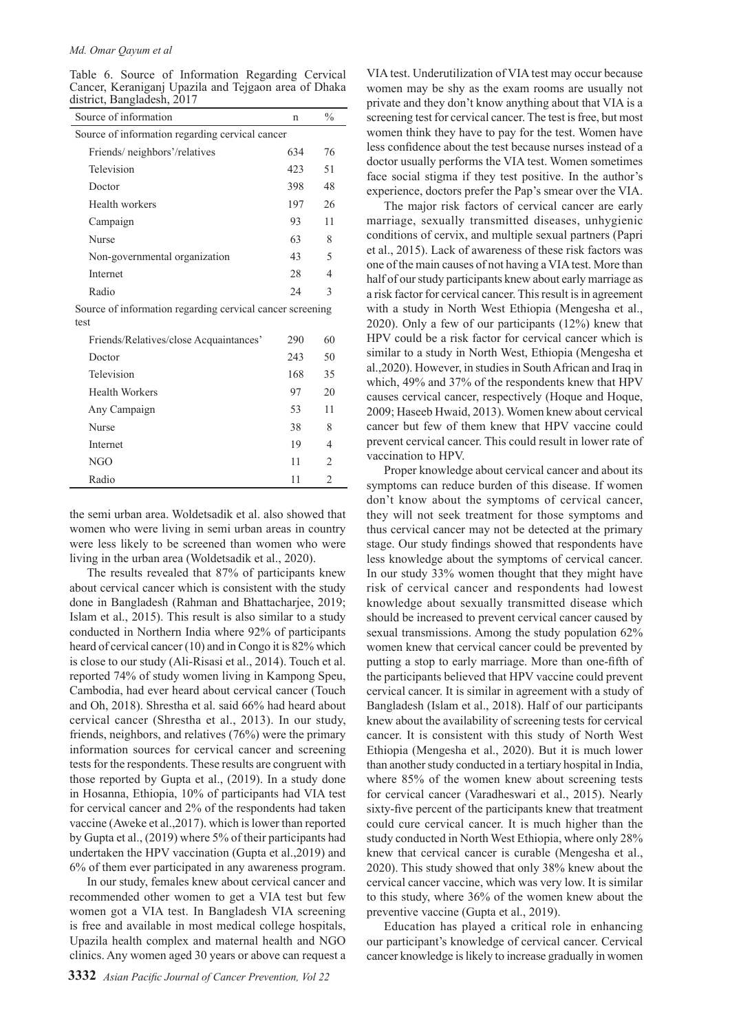Table 6. Source of Information Regarding Cervical Cancer, Keraniganj Upazila and Tejgaon area of Dhaka district, Bangladesh, 2017

| Source of information | n | % |
|---|---|---|
| Source of information regarding cervical cancer | | |
| Friends/ neighbors'/relatives | 634 | 76 |
| Television | 423 | 51 |
| Doctor | 398 | 48 |
| Health workers | 197 | 26 |
| Campaign | 93 | 11 |
| Nurse | 63 | 8 |
| Non-governmental organization | 43 | 5 |
| Internet | 28 | 4 |
| Radio | 24 | 3 |
| Source of information regarding cervical cancer screening test | | |
| Friends/Relatives/close Acquaintances' | 290 | 60 |
| Doctor | 243 | 50 |
| Television | 168 | 35 |
| Health Workers | 97 | 20 |
| Any Campaign | 53 | 11 |
| Nurse | 38 | 8 |
| Internet | 19 | 4 |
| NGO | 11 | 2 |
| Radio | 11 | 2 |

the semi urban area. Woldetsadik et al. also showed that women who were living in semi urban areas in country were less likely to be screened than women who were living in the urban area (Woldetsadik et al., 2020).

The results revealed that 87% of participants knew about cervical cancer which is consistent with the study done in Bangladesh (Rahman and Bhattacharjee, 2019; Islam et al., 2015). This result is also similar to a study conducted in Northern India where 92% of participants heard of cervical cancer (10) and in Congo it is 82% which is close to our study (Ali-Risasi et al., 2014). Touch et al. reported 74% of study women living in Kampong Speu, Cambodia, had ever heard about cervical cancer (Touch and Oh, 2018). Shrestha et al. said 66% had heard about cervical cancer (Shrestha et al., 2013). In our study, friends, neighbors, and relatives (76%) were the primary information sources for cervical cancer and screening tests for the respondents. These results are congruent with those reported by Gupta et al., (2019). In a study done in Hosanna, Ethiopia, 10% of participants had VIA test for cervical cancer and 2% of the respondents had taken vaccine (Aweke et al.,2017). which is lower than reported by Gupta et al., (2019) where 5% of their participants had undertaken the HPV vaccination (Gupta et al.,2019) and 6% of them ever participated in any awareness program.

In our study, females knew about cervical cancer and recommended other women to get a VIA test but few women got a VIA test. In Bangladesh VIA screening is free and available in most medical college hospitals, Upazila health complex and maternal health and NGO clinics. Any women aged 30 years or above can request a VIA test. Underutilization of VIA test may occur because women may be shy as the exam rooms are usually not private and they don't know anything about that VIA is a screening test for cervical cancer. The test is free, but most women think they have to pay for the test. Women have less confidence about the test because nurses instead of a doctor usually performs the VIA test. Women sometimes face social stigma if they test positive. In the author's experience, doctors prefer the Pap's smear over the VIA.

The major risk factors of cervical cancer are early marriage, sexually transmitted diseases, unhygienic conditions of cervix, and multiple sexual partners (Papri et al., 2015). Lack of awareness of these risk factors was one of the main causes of not having a VIA test. More than half of our study participants knew about early marriage as a risk factor for cervical cancer. This result is in agreement with a study in North West Ethiopia (Mengesha et al., 2020). Only a few of our participants (12%) knew that HPV could be a risk factor for cervical cancer which is similar to a study in North West, Ethiopia (Mengesha et al.,2020). However, in studies in South African and Iraq in which, 49% and 37% of the respondents knew that HPV causes cervical cancer, respectively (Hoque and Hoque, 2009; Haseeb Hwaid, 2013). Women knew about cervical cancer but few of them knew that HPV vaccine could prevent cervical cancer. This could result in lower rate of vaccination to HPV.

Proper knowledge about cervical cancer and about its symptoms can reduce burden of this disease. If women don't know about the symptoms of cervical cancer, they will not seek treatment for those symptoms and thus cervical cancer may not be detected at the primary stage. Our study findings showed that respondents have less knowledge about the symptoms of cervical cancer. In our study 33% women thought that they might have risk of cervical cancer and respondents had lowest knowledge about sexually transmitted disease which should be increased to prevent cervical cancer caused by sexual transmissions. Among the study population 62% women knew that cervical cancer could be prevented by putting a stop to early marriage. More than one-fifth of the participants believed that HPV vaccine could prevent cervical cancer. It is similar in agreement with a study of Bangladesh (Islam et al., 2018). Half of our participants knew about the availability of screening tests for cervical cancer. It is consistent with this study of North West Ethiopia (Mengesha et al., 2020). But it is much lower than another study conducted in a tertiary hospital in India, where 85% of the women knew about screening tests for cervical cancer (Varadheswari et al., 2015). Nearly sixty-five percent of the participants knew that treatment could cure cervical cancer. It is much higher than the study conducted in North West Ethiopia, where only 28% knew that cervical cancer is curable (Mengesha et al., 2020). This study showed that only 38% knew about the cervical cancer vaccine, which was very low. It is similar to this study, where 36% of the women knew about the preventive vaccine (Gupta et al., 2019).

Education has played a critical role in enhancing our participant's knowledge of cervical cancer. Cervical cancer knowledge is likely to increase gradually in women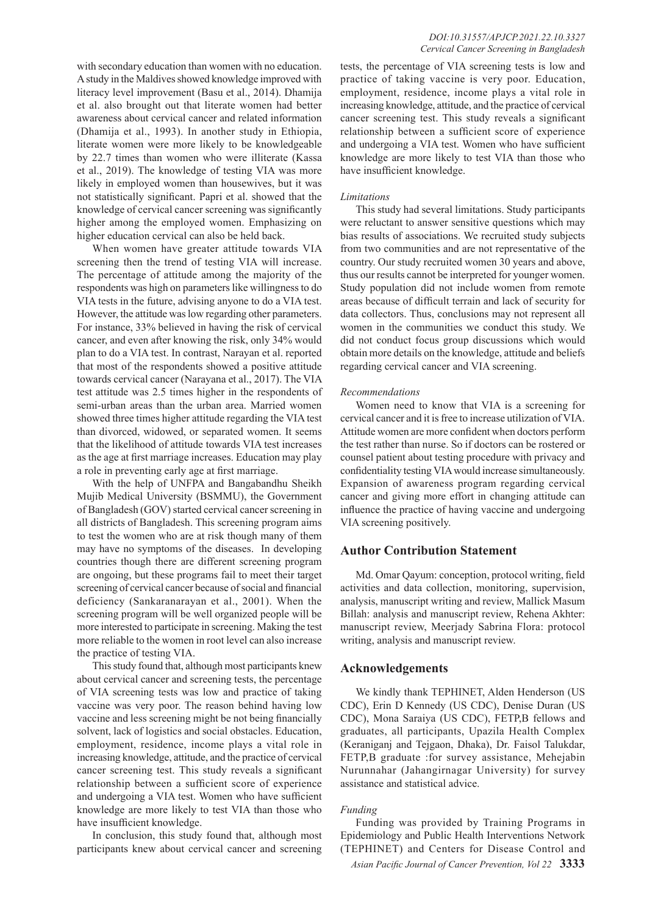with secondary education than women with no education. A study in the Maldives showed knowledge improved with literacy level improvement (Basu et al., 2014). Dhamija et al. also brought out that literate women had better awareness about cervical cancer and related information (Dhamija et al., 1993). In another study in Ethiopia, literate women were more likely to be knowledgeable by 22.7 times than women who were illiterate (Kassa et al., 2019). The knowledge of testing VIA was more likely in employed women than housewives, but it was not statistically significant. Papri et al. showed that the knowledge of cervical cancer screening was significantly higher among the employed women. Emphasizing on higher education cervical can also be held back.

When women have greater attitude towards VIA screening then the trend of testing VIA will increase. The percentage of attitude among the majority of the respondents was high on parameters like willingness to do VIA tests in the future, advising anyone to do a VIA test. However, the attitude was low regarding other parameters. For instance, 33% believed in having the risk of cervical cancer, and even after knowing the risk, only 34% would plan to do a VIA test. In contrast, Narayan et al. reported that most of the respondents showed a positive attitude towards cervical cancer (Narayana et al., 2017). The VIA test attitude was 2.5 times higher in the respondents of semi-urban areas than the urban area. Married women showed three times higher attitude regarding the VIA test than divorced, widowed, or separated women. It seems that the likelihood of attitude towards VIA test increases as the age at first marriage increases. Education may play a role in preventing early age at first marriage.

With the help of UNFPA and Bangabandhu Sheikh Mujib Medical University (BSMMU), the Government of Bangladesh (GOV) started cervical cancer screening in all districts of Bangladesh. This screening program aims to test the women who are at risk though many of them may have no symptoms of the diseases. In developing countries though there are different screening program are ongoing, but these programs fail to meet their target screening of cervical cancer because of social and financial deficiency (Sankaranarayan et al., 2001). When the screening program will be well organized people will be more interested to participate in screening. Making the test more reliable to the women in root level can also increase the practice of testing VIA.

This study found that, although most participants knew about cervical cancer and screening tests, the percentage of VIA screening tests was low and practice of taking vaccine was very poor. The reason behind having low vaccine and less screening might be not being financially solvent, lack of logistics and social obstacles. Education, employment, residence, income plays a vital role in increasing knowledge, attitude, and the practice of cervical cancer screening test. This study reveals a significant relationship between a sufficient score of experience and undergoing a VIA test. Women who have sufficient knowledge are more likely to test VIA than those who have insufficient knowledge.

In conclusion, this study found that, although most participants knew about cervical cancer and screening tests, the percentage of VIA screening tests is low and practice of taking vaccine is very poor. Education, employment, residence, income plays a vital role in increasing knowledge, attitude, and the practice of cervical cancer screening test. This study reveals a significant relationship between a sufficient score of experience and undergoing a VIA test. Women who have sufficient knowledge are more likely to test VIA than those who have insufficient knowledge.

*Limitations*

This study had several limitations. Study participants were reluctant to answer sensitive questions which may bias results of associations. We recruited study subjects from two communities and are not representative of the country. Our study recruited women 30 years and above, thus our results cannot be interpreted for younger women. Study population did not include women from remote areas because of difficult terrain and lack of security for data collectors. Thus, conclusions may not represent all women in the communities we conduct this study. We did not conduct focus group discussions which would obtain more details on the knowledge, attitude and beliefs regarding cervical cancer and VIA screening.

*Recommendations*

Women need to know that VIA is a screening for cervical cancer and it is free to increase utilization of VIA. Attitude women are more confident when doctors perform the test rather than nurse. So if doctors can be rostered or counsel patient about testing procedure with privacy and confidentiality testing VIA would increase simultaneously. Expansion of awareness program regarding cervical cancer and giving more effort in changing attitude can influence the practice of having vaccine and undergoing VIA screening positively.

## Author Contribution Statement

Md. Omar Qayum: conception, protocol writing, field activities and data collection, monitoring, supervision, analysis, manuscript writing and review, Mallick Masum Billah: analysis and manuscript review, Rehena Akhter: manuscript review, Meerjady Sabrina Flora: protocol writing, analysis and manuscript review.

## Acknowledgements

We kindly thank TEPHINET, Alden Henderson (US CDC), Erin D Kennedy (US CDC), Denise Duran (US CDC), Mona Saraiya (US CDC), FETP,B fellows and graduates, all participants, Upazila Health Complex (Keraniganj and Tejgaon, Dhaka), Dr. Faisol Talukdar, FETP,B graduate :for survey assistance, Mehejabin Nurunnahar (Jahangirnagar University) for survey assistance and statistical advice.

*Funding*

Funding was provided by Training Programs in Epidemiology and Public Health Interventions Network (TEPHINET) and Centers for Disease Control and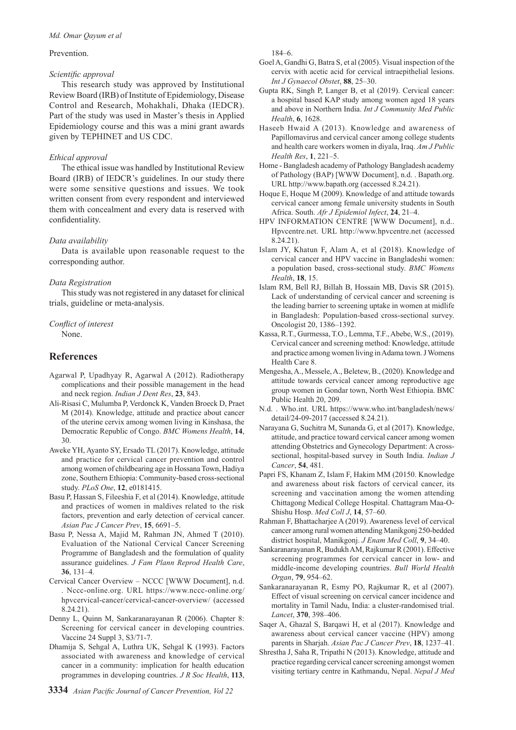Prevention.

*Scientific approval*

This research study was approved by Institutional Review Board (IRB) of Institute of Epidemiology, Disease Control and Research, Mohakhali, Dhaka (IEDCR). Part of the study was used in Master's thesis in Applied Epidemiology course and this was a mini grant awards given by TEPHINET and US CDC.

*Ethical approval*

The ethical issue was handled by Institutional Review Board (IRB) of IEDCR's guidelines. In our study there were some sensitive questions and issues. We took written consent from every respondent and interviewed them with concealment and every data is reserved with confidentiality.

*Data availability*

Data is available upon reasonable request to the corresponding author.

*Data Registration*

This study was not registered in any dataset for clinical trials, guideline or meta-analysis.

*Conflict of interest*

None.

## References

Agarwal P, Upadhyay R, Agarwal A (2012). Radiotherapy complications and their possible management in the head and neck region. *Indian J Dent Res*, **23**, 843.

Ali-Risasi C, Mulumba P, Verdonck K, Vanden Broeck D, Praet M (2014). Knowledge, attitude and practice about cancer of the uterine cervix among women living in Kinshasa, the Democratic Republic of Congo. *BMC Womens Health*, **14**, 30.

Aweke YH, Ayanto SY, Ersado TL (2017). Knowledge, attitude and practice for cervical cancer prevention and control among women of childbearing age in Hossana Town, Hadiya zone, Southern Ethiopia: Community-based cross-sectional study. *PLoS One*, **12**, e0181415.

Basu P, Hassan S, Fileeshia F, et al (2014). Knowledge, attitude and practices of women in maldives related to the risk factors, prevention and early detection of cervical cancer. *Asian Pac J Cancer Prev*, **15**, 6691–5.

Basu P, Nessa A, Majid M, Rahman JN, Ahmed T (2010). Evaluation of the National Cervical Cancer Screening Programme of Bangladesh and the formulation of quality assurance guidelines. *J Fam Plann Reprod Health Care*, **36**, 131–4.

Cervical Cancer Overview – NCCC [WWW Document], n.d. . Nccc-online.org. URL https://www.nccc-online.org/hpvcervical-cancer/cervical-cancer-overview/ (accessed 8.24.21).

Denny L, Quinn M, Sankaranarayanan R (2006). Chapter 8: Screening for cervical cancer in developing countries. Vaccine 24 Suppl 3, S3/71-7.

Dhamija S, Sehgal A, Luthra UK, Sehgal K (1993). Factors associated with awareness and knowledge of cervical cancer in a community: implication for health education programmes in developing countries. *J R Soc Health*, **113**, 184–6.

Goel A, Gandhi G, Batra S, et al (2005). Visual inspection of the cervix with acetic acid for cervical intraepithelial lesions. *Int J Gynaecol Obstet*, **88**, 25–30.

Gupta RK, Singh P, Langer B, et al (2019). Cervical cancer: a hospital based KAP study among women aged 18 years and above in Northern India. *Int J Community Med Public Health*, **6**, 1628.

Haseeb Hwaid A (2013). Knowledge and awareness of Papillomavirus and cervical cancer among college students and health care workers women in diyala, Iraq. *Am J Public Health Res*, **1**, 221–5.

Home - Bangladesh academy of Pathology Bangladesh academy of Pathology (BAP) [WWW Document], n.d. . Bapath.org. URL http://www.bapath.org (accessed 8.24.21).

Hoque E, Hoque M (2009). Knowledge of and attitude towards cervical cancer among female university students in South Africa. South. *Afr J Epidemiol Infect*, **24**, 21–4.

HPV INFORMATION CENTRE [WWW Document], n.d.. Hpvcentre.net. URL http://www.hpvcentre.net (accessed 8.24.21).

Islam JY, Khatun F, Alam A, et al (2018). Knowledge of cervical cancer and HPV vaccine in Bangladeshi women: a population based, cross-sectional study. *BMC Womens Health*, **18**, 15.

Islam RM, Bell RJ, Billah B, Hossain MB, Davis SR (2015). Lack of understanding of cervical cancer and screening is the leading barrier to screening uptake in women at midlife in Bangladesh: Population-based cross-sectional survey. Oncologist 20, 1386–1392.

Kassa, R.T., Gurmessa, T.O., Lemma, T.F., Abebe, W.S., (2019). Cervical cancer and screening method: Knowledge, attitude and practice among women living in Adama town. J Womens Health Care 8.

Mengesha, A., Messele, A., Beletew, B., (2020). Knowledge and attitude towards cervical cancer among reproductive age group women in Gondar town, North West Ethiopia. BMC Public Health 20, 209.

N.d. . Who.int. URL https://www.who.int/bangladesh/news/detail/24-09-2017 (accessed 8.24.21).

Narayana G, Suchitra M, Sunanda G, et al (2017). Knowledge, attitude, and practice toward cervical cancer among women attending Obstetrics and Gynecology Department: A cross-sectional, hospital-based survey in South India. *Indian J Cancer*, **54**, 481.

Papri FS, Khanam Z, Islam F, Hakim MM (20150. Knowledge and awareness about risk factors of cervical cancer, its screening and vaccination among the women attending Chittagong Medical College Hospital. Chattagram Maa-O-Shishu Hosp. *Med Coll J*, **14**, 57–60.

Rahman F, Bhattacharjee A (2019). Awareness level of cervical cancer among rural women attending Manikgonj 250-bedded district hospital, Manikgonj. *J Enam Med Coll*, **9**, 34–40.

Sankaranarayanan R, Budukh AM, Rajkumar R (2001). Effective screening programmes for cervical cancer in low- and middle-income developing countries. *Bull World Health Organ*, **79**, 954–62.

Sankaranarayanan R, Esmy PO, Rajkumar R, et al (2007). Effect of visual screening on cervical cancer incidence and mortality in Tamil Nadu, India: a cluster-randomised trial. *Lancet*, **370**, 398–406.

Saqer A, Ghazal S, Barqawi H, et al (2017). Knowledge and awareness about cervical cancer vaccine (HPV) among parents in Sharjah. *Asian Pac J Cancer Prev*, **18**, 1237–41.

Shrestha J, Saha R, Tripathi N (2013). Knowledge, attitude and practice regarding cervical cancer screening amongst women visiting tertiary centre in Kathmandu, Nepal. *Nepal J Med*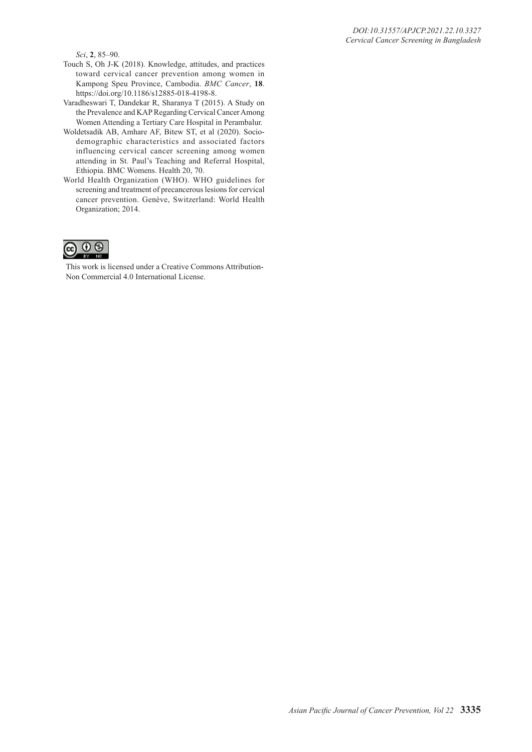*Sci*, **2**, 85–90.

Touch S, Oh J-K (2018). Knowledge, attitudes, and practices toward cervical cancer prevention among women in Kampong Speu Province, Cambodia. *BMC Cancer*, **18**. https://doi.org/10.1186/s12885-018-4198-8.

Varadheswari T, Dandekar R, Sharanya T (2015). A Study on the Prevalence and KAP Regarding Cervical Cancer Among Women Attending a Tertiary Care Hospital in Perambalur.

Woldetsadik AB, Amhare AF, Bitew ST, et al (2020). Socio-demographic characteristics and associated factors influencing cervical cancer screening among women attending in St. Paul's Teaching and Referral Hospital, Ethiopia. BMC Womens. Health 20, 70.

World Health Organization (WHO). WHO guidelines for screening and treatment of precancerous lesions for cervical cancer prevention. Genève, Switzerland: World Health Organization; 2014.

This work is licensed under a Creative Commons Attribution-Non Commercial 4.0 International License.